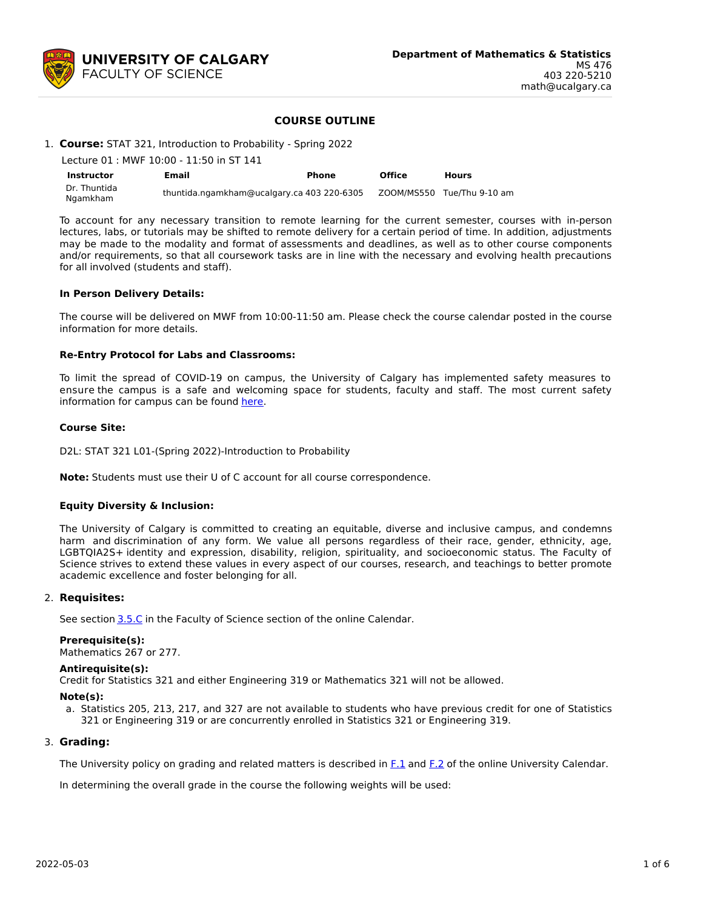**UNIVERSITY OF CALGARY**
FACULTY OF SCIENCE

**Department of Mathematics & Statistics**
MS 476
403 220-5210
math@ucalgary.ca

## COURSE OUTLINE

1. **Course:** STAT 321, Introduction to Probability - Spring 2022

   Lecture 01 : MWF 10:00 - 11:50 in ST 141

| Instructor | Email | Phone | Office | Hours |
|---|---|---|---|---|
| Dr. Thuntida Ngamkham | thuntida.ngamkham@ucalgary.ca | 403 220-6305 | ZOOM/MS550 | Tue/Thu 9-10 am |

To account for any necessary transition to remote learning for the current semester, courses with in-person lectures, labs, or tutorials may be shifted to remote delivery for a certain period of time. In addition, adjustments may be made to the modality and format of assessments and deadlines, as well as to other course components and/or requirements, so that all coursework tasks are in line with the necessary and evolving health precautions for all involved (students and staff).

**In Person Delivery Details:**

The course will be delivered on MWF from 10:00-11:50 am. Please check the course calendar posted in the course information for more details.

**Re-Entry Protocol for Labs and Classrooms:**

To limit the spread of COVID-19 on campus, the University of Calgary has implemented safety measures to ensure the campus is a safe and welcoming space for students, faculty and staff. The most current safety information for campus can be found here.

**Course Site:**

D2L: STAT 321 L01-(Spring 2022)-Introduction to Probability

**Note:** Students must use their U of C account for all course correspondence.

**Equity Diversity & Inclusion:**

The University of Calgary is committed to creating an equitable, diverse and inclusive campus, and condemns harm and discrimination of any form. We value all persons regardless of their race, gender, ethnicity, age, LGBTQIA2S+ identity and expression, disability, religion, spirituality, and socioeconomic status. The Faculty of Science strives to extend these values in every aspect of our courses, research, and teachings to better promote academic excellence and foster belonging for all.

2. **Requisites:**

   See section 3.5.C in the Faculty of Science section of the online Calendar.

   **Prerequisite(s):**
   Mathematics 267 or 277.

   **Antirequisite(s):**
   Credit for Statistics 321 and either Engineering 319 or Mathematics 321 will not be allowed.

   **Note(s):**
   a. Statistics 205, 213, 217, and 327 are not available to students who have previous credit for one of Statistics 321 or Engineering 319 or are concurrently enrolled in Statistics 321 or Engineering 319.

3. **Grading:**

   The University policy on grading and related matters is described in F.1 and F.2 of the online University Calendar.

   In determining the overall grade in the course the following weights will be used: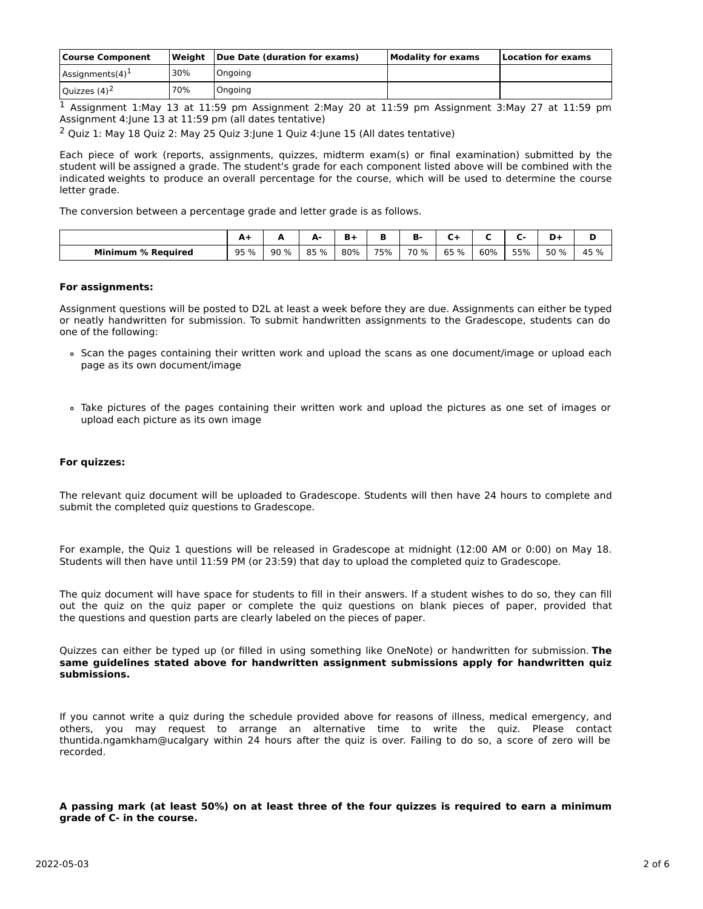| Course Component | Weight | Due Date (duration for exams) | Modality for exams | Location for exams |
|---|---|---|---|---|
| Assignments(4)[1] | 30% | Ongoing | | |
| Quizzes (4)[2] | 70% | Ongoing | | |

[1] Assignment 1:May 13 at 11:59 pm Assignment 2:May 20 at 11:59 pm Assignment 3:May 27 at 11:59 pm Assignment 4:June 13 at 11:59 pm (all dates tentative)

[2] Quiz 1: May 18 Quiz 2: May 25 Quiz 3:June 1 Quiz 4:June 15 (All dates tentative)

Each piece of work (reports, assignments, quizzes, midterm exam(s) or final examination) submitted by the student will be assigned a grade. The student's grade for each component listed above will be combined with the indicated weights to produce an overall percentage for the course, which will be used to determine the course letter grade.

The conversion between a percentage grade and letter grade is as follows.

| | A+ | A | A- | B+ | B | B- | C+ | C | C- | D+ | D |
|---|---|---|---|---|---|---|---|---|---|---|---|
| **Minimum % Required** | 95 % | 90 % | 85 % | 80% | 75% | 70 % | 65 % | 60% | 55% | 50 % | 45 % |

**For assignments:**

Assignment questions will be posted to D2L at least a week before they are due. Assignments can either be typed or neatly handwritten for submission. To submit handwritten assignments to the Gradescope, students can do one of the following:

- Scan the pages containing their written work and upload the scans as one document/image or upload each page as its own document/image
- Take pictures of the pages containing their written work and upload the pictures as one set of images or upload each picture as its own image

**For quizzes:**

The relevant quiz document will be uploaded to Gradescope. Students will then have 24 hours to complete and submit the completed quiz questions to Gradescope.

For example, the Quiz 1 questions will be released in Gradescope at midnight (12:00 AM or 0:00) on May 18. Students will then have until 11:59 PM (or 23:59) that day to upload the completed quiz to Gradescope.

The quiz document will have space for students to fill in their answers. If a student wishes to do so, they can fill out the quiz on the quiz paper or complete the quiz questions on blank pieces of paper, provided that the questions and question parts are clearly labeled on the pieces of paper.

Quizzes can either be typed up (or filled in using something like OneNote) or handwritten for submission. **The same guidelines stated above for handwritten assignment submissions apply for handwritten quiz submissions.**

If you cannot write a quiz during the schedule provided above for reasons of illness, medical emergency, and others, you may request to arrange an alternative time to write the quiz. Please contact thuntida.ngamkham@ucalgary within 24 hours after the quiz is over. Failing to do so, a score of zero will be recorded.

**A passing mark (at least 50%) on at least three of the four quizzes is required to earn a minimum grade of C- in the course.**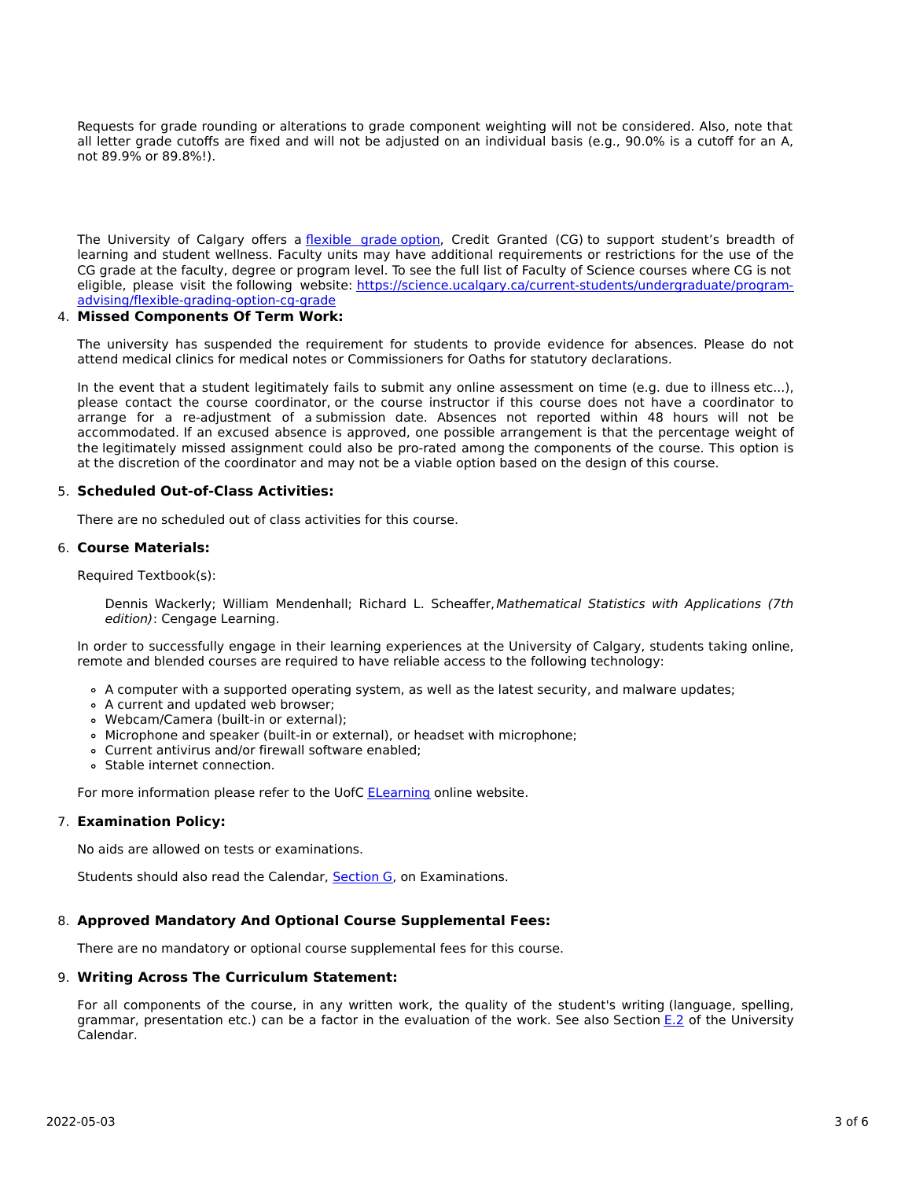Requests for grade rounding or alterations to grade component weighting will not be considered. Also, note that all letter grade cutoffs are fixed and will not be adjusted on an individual basis (e.g., 90.0% is a cutoff for an A, not 89.9% or 89.8%!).

The University of Calgary offers a [flexible grade option](#), Credit Granted (CG) to support student's breadth of learning and student wellness. Faculty units may have additional requirements or restrictions for the use of the CG grade at the faculty, degree or program level. To see the full list of Faculty of Science courses where CG is not eligible, please visit the following website: [https://science.ucalgary.ca/current-students/undergraduate/program-advising/flexible-grading-option-cg-grade](https://science.ucalgary.ca/current-students/undergraduate/program-advising/flexible-grading-option-cg-grade)

4. **Missed Components Of Term Work:**

   The university has suspended the requirement for students to provide evidence for absences. Please do not attend medical clinics for medical notes or Commissioners for Oaths for statutory declarations.

   In the event that a student legitimately fails to submit any online assessment on time (e.g. due to illness etc...), please contact the course coordinator, or the course instructor if this course does not have a coordinator to arrange for a re-adjustment of a submission date. Absences not reported within 48 hours will not be accommodated. If an excused absence is approved, one possible arrangement is that the percentage weight of the legitimately missed assignment could also be pro-rated among the components of the course. This option is at the discretion of the coordinator and may not be a viable option based on the design of this course.

5. **Scheduled Out-of-Class Activities:**

   There are no scheduled out of class activities for this course.

6. **Course Materials:**

   Required Textbook(s):

   > Dennis Wackerly; William Mendenhall; Richard L. Scheaffer, *Mathematical Statistics with Applications (7th edition)*: Cengage Learning.

   In order to successfully engage in their learning experiences at the University of Calgary, students taking online, remote and blended courses are required to have reliable access to the following technology:

   - A computer with a supported operating system, as well as the latest security, and malware updates;
   - A current and updated web browser;
   - Webcam/Camera (built-in or external);
   - Microphone and speaker (built-in or external), or headset with microphone;
   - Current antivirus and/or firewall software enabled;
   - Stable internet connection.

   For more information please refer to the UofC [ELearning](#) online website.

7. **Examination Policy:**

   No aids are allowed on tests or examinations.

   Students should also read the Calendar, [Section G](#), on Examinations.

8. **Approved Mandatory And Optional Course Supplemental Fees:**

   There are no mandatory or optional course supplemental fees for this course.

9. **Writing Across The Curriculum Statement:**

   For all components of the course, in any written work, the quality of the student's writing (language, spelling, grammar, presentation etc.) can be a factor in the evaluation of the work. See also Section [E.2](#) of the University Calendar.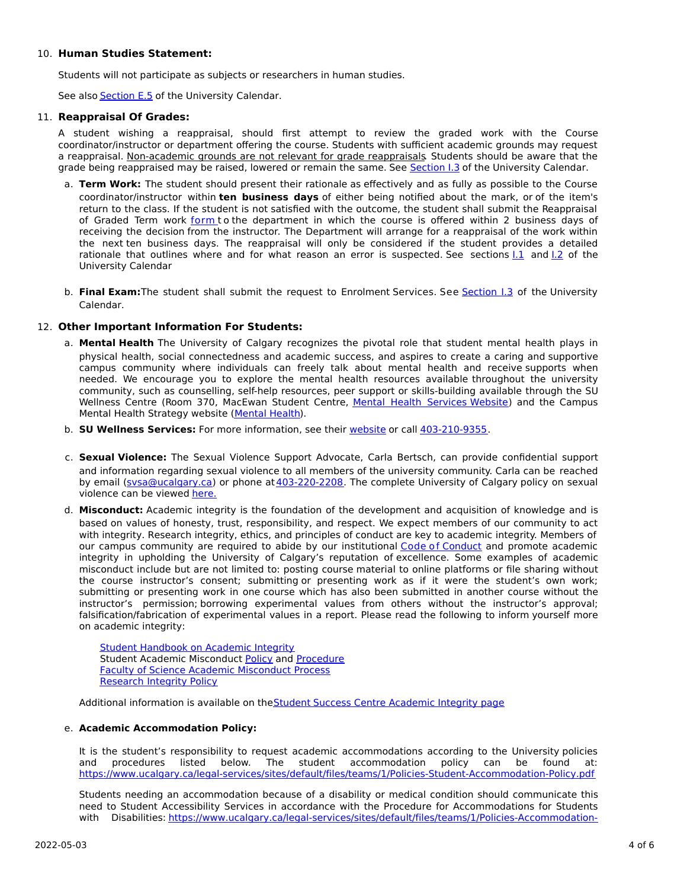10. **Human Studies Statement:**

    Students will not participate as subjects or researchers in human studies.

    See also Section E.5 of the University Calendar.

11. **Reappraisal Of Grades:**

    A student wishing a reappraisal, should first attempt to review the graded work with the Course coordinator/instructor or department offering the course. Students with sufficient academic grounds may request a reappraisal. Non-academic grounds are not relevant for grade reappraisals. Students should be aware that the grade being reappraised may be raised, lowered or remain the same. See Section I.3 of the University Calendar.

    a. **Term Work:** The student should present their rationale as effectively and as fully as possible to the Course coordinator/instructor within **ten business days** of either being notified about the mark, or of the item's return to the class. If the student is not satisfied with the outcome, the student shall submit the Reappraisal of Graded Term work form to the department in which the course is offered within 2 business days of receiving the decision from the instructor. The Department will arrange for a reappraisal of the work within the next ten business days. The reappraisal will only be considered if the student provides a detailed rationale that outlines where and for what reason an error is suspected. See sections I.1 and I.2 of the University Calendar

    b. **Final Exam:** The student shall submit the request to Enrolment Services. See Section I.3 of the University Calendar.

12. **Other Important Information For Students:**

    a. **Mental Health** The University of Calgary recognizes the pivotal role that student mental health plays in physical health, social connectedness and academic success, and aspires to create a caring and supportive campus community where individuals can freely talk about mental health and receive supports when needed. We encourage you to explore the mental health resources available throughout the university community, such as counselling, self-help resources, peer support or skills-building available through the SU Wellness Centre (Room 370, MacEwan Student Centre, Mental Health Services Website) and the Campus Mental Health Strategy website (Mental Health).

    b. **SU Wellness Services:** For more information, see their website or call 403-210-9355.

    c. **Sexual Violence:** The Sexual Violence Support Advocate, Carla Bertsch, can provide confidential support and information regarding sexual violence to all members of the university community. Carla can be reached by email (svsa@ucalgary.ca) or phone at 403-220-2208. The complete University of Calgary policy on sexual violence can be viewed here.

    d. **Misconduct:** Academic integrity is the foundation of the development and acquisition of knowledge and is based on values of honesty, trust, responsibility, and respect. We expect members of our community to act with integrity. Research integrity, ethics, and principles of conduct are key to academic integrity. Members of our campus community are required to abide by our institutional Code of Conduct and promote academic integrity in upholding the University of Calgary's reputation of excellence. Some examples of academic misconduct include but are not limited to: posting course material to online platforms or file sharing without the course instructor's consent; submitting or presenting work as if it were the student's own work; submitting or presenting work in one course which has also been submitted in another course without the instructor's permission; borrowing experimental values from others without the instructor's approval; falsification/fabrication of experimental values in a report. Please read the following to inform yourself more on academic integrity:

       Student Handbook on Academic Integrity
       Student Academic Misconduct Policy and Procedure
       Faculty of Science Academic Misconduct Process
       Research Integrity Policy

       Additional information is available on the Student Success Centre Academic Integrity page

    e. **Academic Accommodation Policy:**

       It is the student's responsibility to request academic accommodations according to the University policies and procedures listed below. The student accommodation policy can be found at: https://www.ucalgary.ca/legal-services/sites/default/files/teams/1/Policies-Student-Accommodation-Policy.pdf

       Students needing an accommodation because of a disability or medical condition should communicate this need to Student Accessibility Services in accordance with the Procedure for Accommodations for Students with Disabilities: https://www.ucalgary.ca/legal-services/sites/default/files/teams/1/Policies-Accommodation-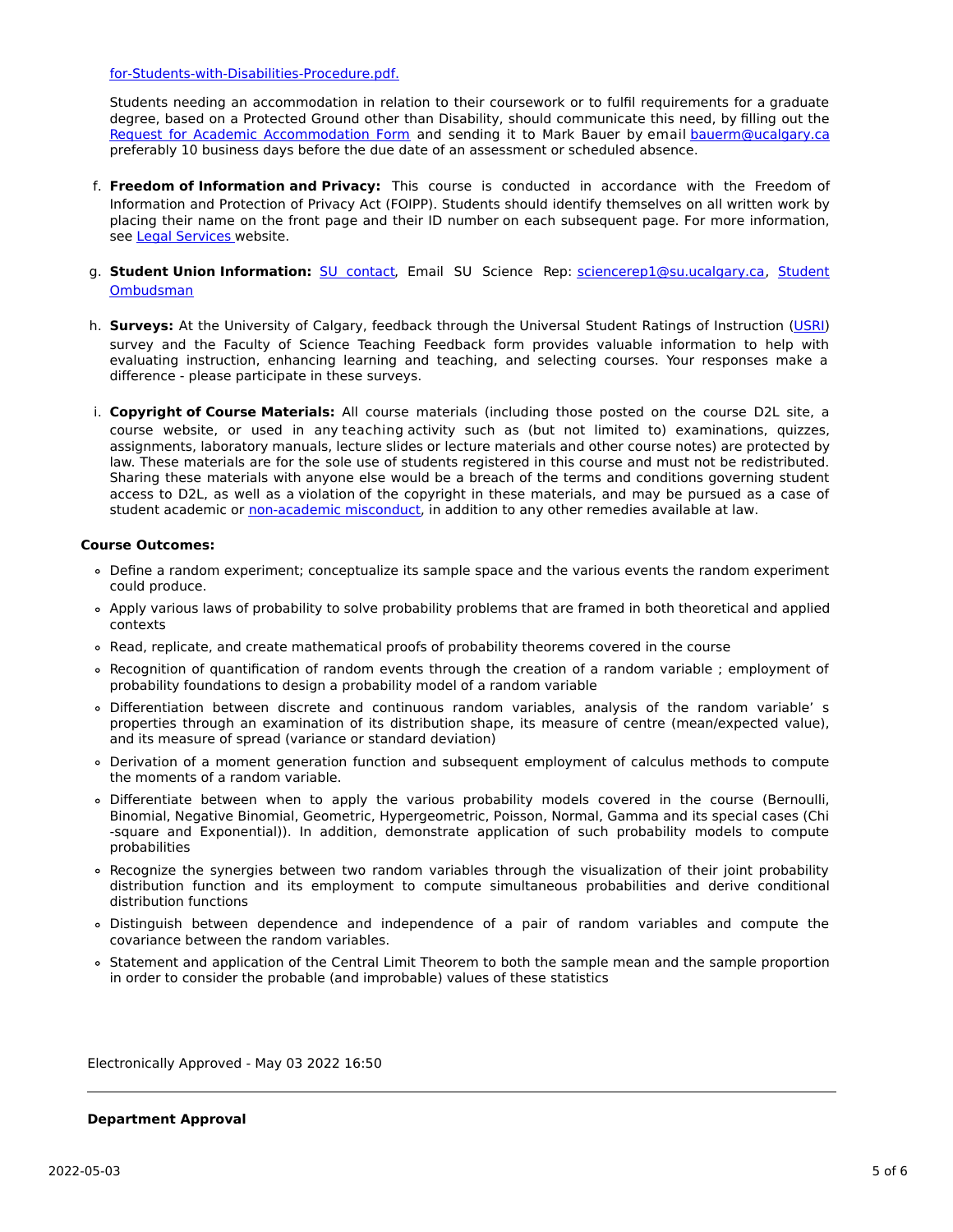for-Students-with-Disabilities-Procedure.pdf.

Students needing an accommodation in relation to their coursework or to fulfil requirements for a graduate degree, based on a Protected Ground other than Disability, should communicate this need, by filling out the Request for Academic Accommodation Form and sending it to Mark Bauer by email bauerm@ucalgary.ca preferably 10 business days before the due date of an assessment or scheduled absence.

f. **Freedom of Information and Privacy:** This course is conducted in accordance with the Freedom of Information and Protection of Privacy Act (FOIPP). Students should identify themselves on all written work by placing their name on the front page and their ID number on each subsequent page. For more information, see Legal Services website.

g. **Student Union Information:** SU contact, Email SU Science Rep: sciencerep1@su.ucalgary.ca, Student Ombudsman

h. **Surveys:** At the University of Calgary, feedback through the Universal Student Ratings of Instruction (USRI) survey and the Faculty of Science Teaching Feedback form provides valuable information to help with evaluating instruction, enhancing learning and teaching, and selecting courses. Your responses make a difference - please participate in these surveys.

i. **Copyright of Course Materials:** All course materials (including those posted on the course D2L site, a course website, or used in any teaching activity such as (but not limited to) examinations, quizzes, assignments, laboratory manuals, lecture slides or lecture materials and other course notes) are protected by law. These materials are for the sole use of students registered in this course and must not be redistributed. Sharing these materials with anyone else would be a breach of the terms and conditions governing student access to D2L, as well as a violation of the copyright in these materials, and may be pursued as a case of student academic or non-academic misconduct, in addition to any other remedies available at law.

**Course Outcomes:**

- Define a random experiment; conceptualize its sample space and the various events the random experiment could produce.
- Apply various laws of probability to solve probability problems that are framed in both theoretical and applied contexts
- Read, replicate, and create mathematical proofs of probability theorems covered in the course
- Recognition of quantification of random events through the creation of a random variable ; employment of probability foundations to design a probability model of a random variable
- Differentiation between discrete and continuous random variables, analysis of the random variable' s properties through an examination of its distribution shape, its measure of centre (mean/expected value), and its measure of spread (variance or standard deviation)
- Derivation of a moment generation function and subsequent employment of calculus methods to compute the moments of a random variable.
- Differentiate between when to apply the various probability models covered in the course (Bernoulli, Binomial, Negative Binomial, Geometric, Hypergeometric, Poisson, Normal, Gamma and its special cases (Chi -square and Exponential)). In addition, demonstrate application of such probability models to compute probabilities
- Recognize the synergies between two random variables through the visualization of their joint probability distribution function and its employment to compute simultaneous probabilities and derive conditional distribution functions
- Distinguish between dependence and independence of a pair of random variables and compute the covariance between the random variables.
- Statement and application of the Central Limit Theorem to both the sample mean and the sample proportion in order to consider the probable (and improbable) values of these statistics

Electronically Approved - May 03 2022 16:50

---

**Department Approval**